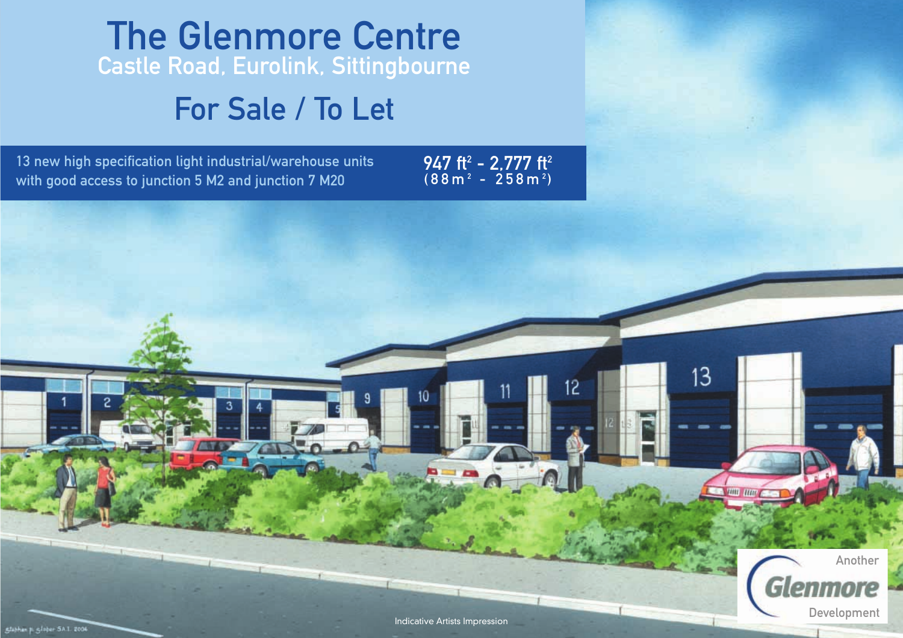# The Glenmore Centre

## Castle Road, Eurolink, Sittingbourne

## For Sale / To Let

13 new high specification light industrial/warehouse units with good access to junction 5 M2 and junction 7 M20

**947 ft² - 2,777 ft²**
**(88m² - 258m²)**

Indicative Artists Impression

Another Glenmore Development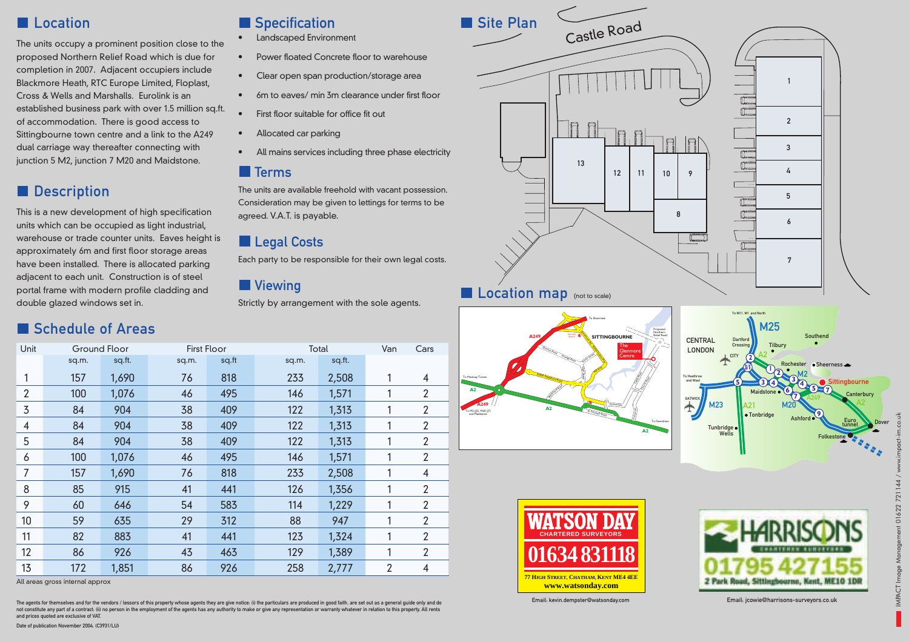## Location

The units occupy a prominent position close to the proposed Northern Relief Road which is due for completion in 2007. Adjacent occupiers include Blackmore Heath, RTC Europe Limited, Floplast, Cross & Wells and Marshalls. Eurolink is an established business park with over 1.5 million sq.ft. of accommodation. There is good access to Sittingbourne town centre and a link to the A249 dual carriage way thereafter connecting with junction 5 M2, junction 7 M20 and Maidstone.

## Description

This is a new development of high specification units which can be occupied as light industrial, warehouse or trade counter units. Eaves height is approximately 6m and first floor storage areas have been installed. There is allocated parking adjacent to each unit. Construction is of steel portal frame with modern profile cladding and double glazed windows set in.

## Schedule of Areas

| Unit | Ground Floor | | First Floor | | Total | | Van | Cars |
|---|---|---|---|---|---|---|---|---|
| | sq.m. | sq.ft. | sq.m. | sq.ft | sq.m. | sq.ft. | | |
| 1 | 157 | 1,690 | 76 | 818 | 233 | 2,508 | 1 | 4 |
| 2 | 100 | 1,076 | 46 | 495 | 146 | 1,571 | 1 | 2 |
| 3 | 84 | 904 | 38 | 409 | 122 | 1,313 | 1 | 2 |
| 4 | 84 | 904 | 38 | 409 | 122 | 1,313 | 1 | 2 |
| 5 | 84 | 904 | 38 | 409 | 122 | 1,313 | 1 | 2 |
| 6 | 100 | 1,076 | 46 | 495 | 146 | 1,571 | 1 | 2 |
| 7 | 157 | 1,690 | 76 | 818 | 233 | 2,508 | 1 | 4 |
| 8 | 85 | 915 | 41 | 441 | 126 | 1,356 | 1 | 2 |
| 9 | 60 | 646 | 54 | 583 | 114 | 1,229 | 1 | 2 |
| 10 | 59 | 635 | 29 | 312 | 88 | 947 | 1 | 2 |
| 11 | 82 | 883 | 41 | 441 | 123 | 1,324 | 1 | 2 |
| 12 | 86 | 926 | 43 | 463 | 129 | 1,389 | 1 | 2 |
| 13 | 172 | 1,851 | 86 | 926 | 258 | 2,777 | 2 | 4 |

All areas gross internal approx

## Specification

- Landscaped Environment
- Power floated Concrete floor to warehouse
- Clear open span production/storage area
- 6m to eaves/ min 3m clearance under first floor
- First floor suitable for office fit out
- Allocated car parking
- All mains services including three phase electricity

## Terms

The units are available freehold with vacant possession. Consideration may be given to lettings for terms to be agreed. V.A.T. is payable.

## Legal Costs

Each party to be responsible for their own legal costs.

## Viewing

Strictly by arrangement with the sole agents.

## Site Plan

Castle Road

1 2 3 4 5 6 7 8 9 10 11 12 13

## Location map (not to scale)

SITTINGBOURNE
The Glenmore Centre
Proposed Northern Relief Road
To Sheerness
To Medway Towns
To M2 (J5), M20 (J7) and Maidstone
To Faversham
A249
A2

M25
To M11, M1 and North
CENTRAL LONDON
CITY
Dartford Crossing
Tilbury
Southend
Sheerness
Rochester
Sittingbourne
To Heathrow and West
GATWICK
M23
A21
M20
M2
A2
A249
Maidstone
Canterbury
Tonbridge
Tunbridge Wells
Ashford
Euro tunnel
Dover
Folkestone

**WATSON DAY**
CHARTERED SURVEYORS
**01634 831118**
77 High Street, Chatham, Kent ME4 4EE
www.watsonday.com

Email: kevin.dempster@watsonday.com

**HARRISONS**
CHARTERED SURVEYORS
**01795 427155**
2 Park Road, Sittingbourne, Kent, ME10 1DR

Email: jcowie@harrisons-surveyors.co.uk

The agents for themselves and for the vendors / lessors of this property whose agents they are give notice: (i) the particulars are produced in good faith, are set out as a general guide only and do not constitute any part of a contract; (ii) no person in the employment of the agents has any authority to make or give any representation or warranty whatever in relation to this property. All rents and prices quoted are exclusive of VAT.

Date of publication November 2004. (C3931/LU)

IMPACT Image Management 01622 721144 / www.impact-im.co.uk